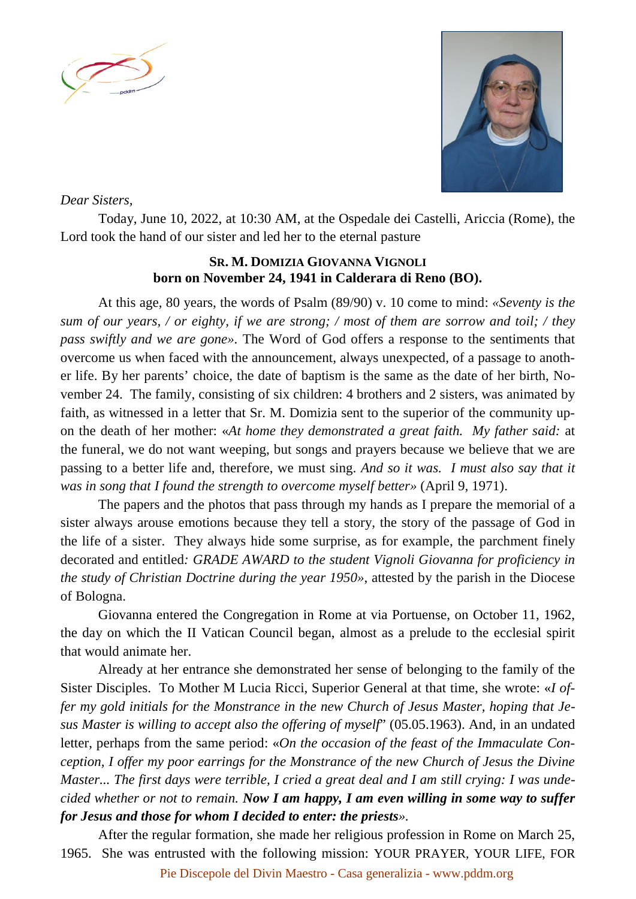*Dear Sisters,*

Today, June 10, 2022, at 10:30 AM, at the Ospedale dei Castelli, Ariccia (Rome), the Lord took the hand of our sister and led her to the eternal pasture

**SR. M. DOMIZIA GIOVANNA VIGNOLI**
**born on November 24, 1941 in Calderara di Reno (BO).**

At this age, 80 years, the words of Psalm (89/90) v. 10 come to mind: «*Seventy is the sum of our years, / or eighty, if we are strong; / most of them are sorrow and toil; / they pass swiftly and we are gone*». The Word of God offers a response to the sentiments that overcome us when faced with the announcement, always unexpected, of a passage to another life. By her parents' choice, the date of baptism is the same as the date of her birth, November 24. The family, consisting of six children: 4 brothers and 2 sisters, was animated by faith, as witnessed in a letter that Sr. M. Domizia sent to the superior of the community upon the death of her mother: «*At home they demonstrated a great faith. My father said:* at the funeral, we do not want weeping, but songs and prayers because we believe that we are passing to a better life and, therefore, we must sing. *And so it was. I must also say that it was in song that I found the strength to overcome myself better*» (April 9, 1971).

The papers and the photos that pass through my hands as I prepare the memorial of a sister always arouse emotions because they tell a story, the story of the passage of God in the life of a sister. They always hide some surprise, as for example, the parchment finely decorated and entitled*: GRADE AWARD to the student Vignoli Giovanna for proficiency in the study of Christian Doctrine during the year 1950*», attested by the parish in the Diocese of Bologna.

Giovanna entered the Congregation in Rome at via Portuense, on October 11, 1962, the day on which the II Vatican Council began, almost as a prelude to the ecclesial spirit that would animate her.

Already at her entrance she demonstrated her sense of belonging to the family of the Sister Disciples. To Mother M Lucia Ricci, Superior General at that time, she wrote: «*I offer my gold initials for the Monstrance in the new Church of Jesus Master, hoping that Jesus Master is willing to accept also the offering of myself*" (05.05.1963). And, in an undated letter, perhaps from the same period: «*On the occasion of the feast of the Immaculate Conception, I offer my poor earrings for the Monstrance of the new Church of Jesus the Divine Master... The first days were terrible, I cried a great deal and I am still crying: I was undecided whether or not to remain.* ***Now I am happy, I am even willing in some way to suffer for Jesus and those for whom I decided to enter: the priests***».

After the regular formation, she made her religious profession in Rome on March 25, 1965. She was entrusted with the following mission: YOUR PRAYER, YOUR LIFE, FOR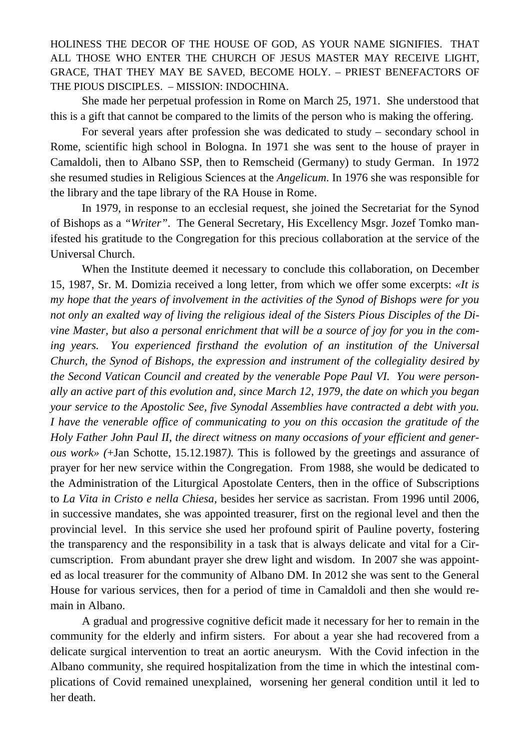HOLINESS THE DECOR OF THE HOUSE OF GOD, AS YOUR NAME SIGNIFIES. THAT ALL THOSE WHO ENTER THE CHURCH OF JESUS MASTER MAY RECEIVE LIGHT, GRACE, THAT THEY MAY BE SAVED, BECOME HOLY. – PRIEST BENEFACTORS OF THE PIOUS DISCIPLES. – MISSION: INDOCHINA.

She made her perpetual profession in Rome on March 25, 1971. She understood that this is a gift that cannot be compared to the limits of the person who is making the offering.

For several years after profession she was dedicated to study – secondary school in Rome, scientific high school in Bologna. In 1971 she was sent to the house of prayer in Camaldoli, then to Albano SSP, then to Remscheid (Germany) to study German. In 1972 she resumed studies in Religious Sciences at the *Angelicum*. In 1976 she was responsible for the library and the tape library of the RA House in Rome.

In 1979, in response to an ecclesial request, she joined the Secretariat for the Synod of Bishops as a *"Writer"*. The General Secretary, His Excellency Msgr. Jozef Tomko manifested his gratitude to the Congregation for this precious collaboration at the service of the Universal Church.

When the Institute deemed it necessary to conclude this collaboration, on December 15, 1987, Sr. M. Domizia received a long letter, from which we offer some excerpts: *«It is my hope that the years of involvement in the activities of the Synod of Bishops were for you not only an exalted way of living the religious ideal of the Sisters Pious Disciples of the Divine Master, but also a personal enrichment that will be a source of joy for you in the coming years. You experienced firsthand the evolution of an institution of the Universal Church, the Synod of Bishops, the expression and instrument of the collegiality desired by the Second Vatican Council and created by the venerable Pope Paul VI. You were personally an active part of this evolution and, since March 12, 1979, the date on which you began your service to the Apostolic See, five Synodal Assemblies have contracted a debt with you. I have the venerable office of communicating to you on this occasion the gratitude of the Holy Father John Paul II, the direct witness on many occasions of your efficient and generous work» (*+Jan Schotte, 15.12.1987*).* This is followed by the greetings and assurance of prayer for her new service within the Congregation. From 1988, she would be dedicated to the Administration of the Liturgical Apostolate Centers, then in the office of Subscriptions to *La Vita in Cristo e nella Chiesa,* besides her service as sacristan. From 1996 until 2006, in successive mandates, she was appointed treasurer, first on the regional level and then the provincial level. In this service she used her profound spirit of Pauline poverty, fostering the transparency and the responsibility in a task that is always delicate and vital for a Circumscription. From abundant prayer she drew light and wisdom. In 2007 she was appointed as local treasurer for the community of Albano DM. In 2012 she was sent to the General House for various services, then for a period of time in Camaldoli and then she would remain in Albano.

A gradual and progressive cognitive deficit made it necessary for her to remain in the community for the elderly and infirm sisters. For about a year she had recovered from a delicate surgical intervention to treat an aortic aneurysm. With the Covid infection in the Albano community, she required hospitalization from the time in which the intestinal complications of Covid remained unexplained, worsening her general condition until it led to her death.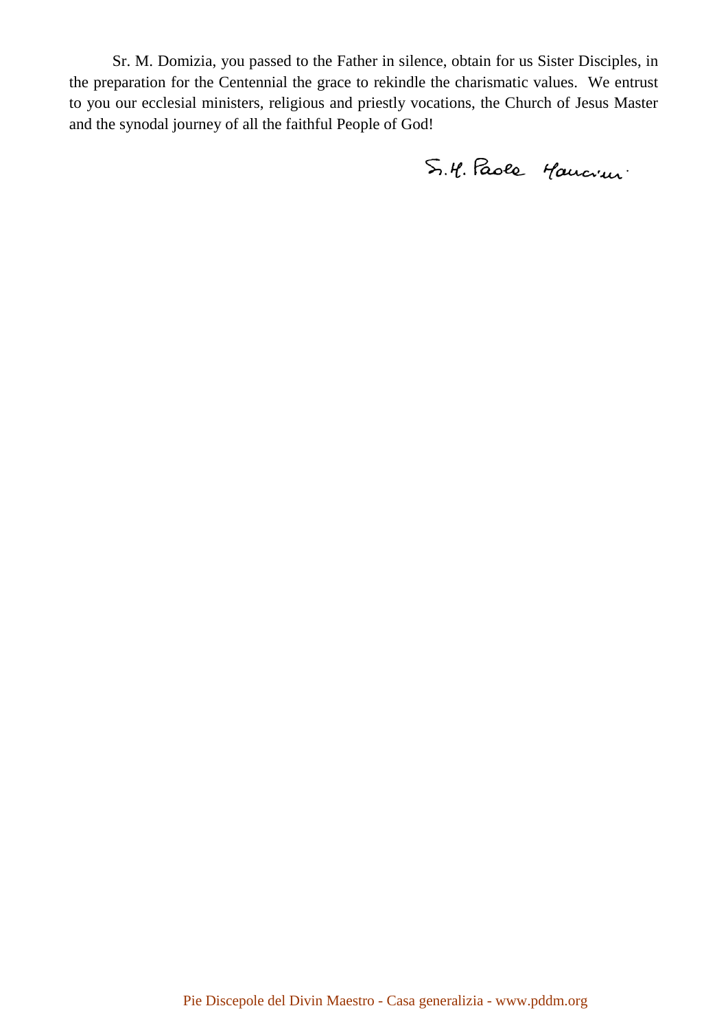Sr. M. Domizia, you passed to the Father in silence, obtain for us Sister Disciples, in the preparation for the Centennial the grace to rekindle the charismatic values. We entrust to you our ecclesial ministers, religious and priestly vocations, the Church of Jesus Master and the synodal journey of all the faithful People of God!

S. M. Paola Mancini